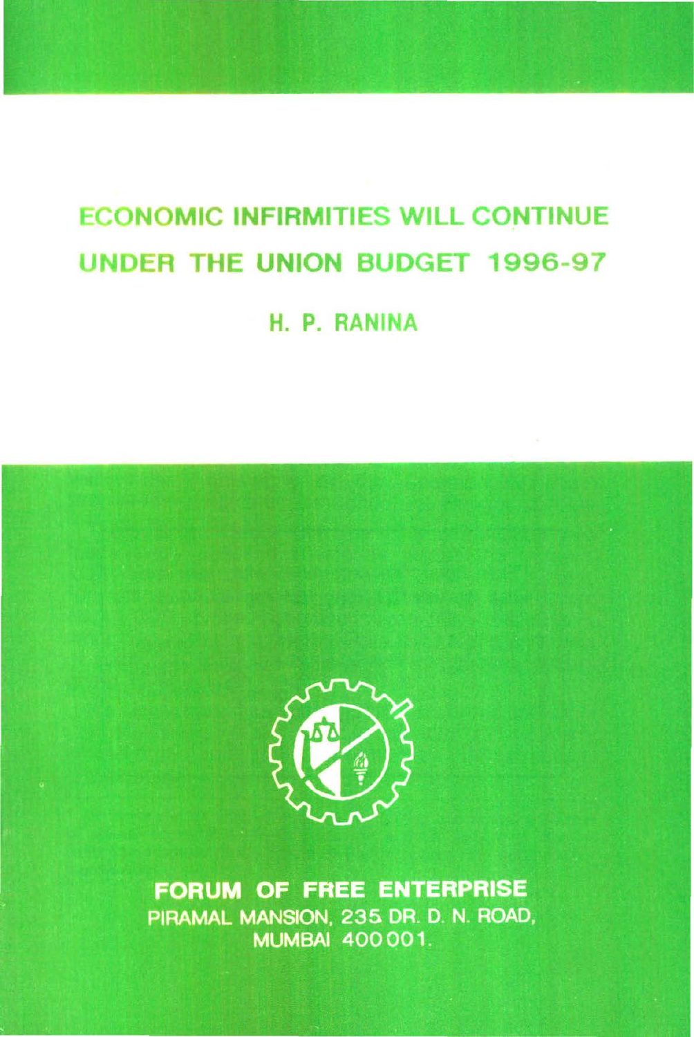# ECONOMIC INFIRMITIES WILL CONTINUE UNDER THE UNION BUDGET 1996-97

## H. P. RANINA

**FORUM OF FREE ENTERPRISE**
PIRAMAL MANSION, 235 DR. D. N. ROAD,
MUMBAI 400 001.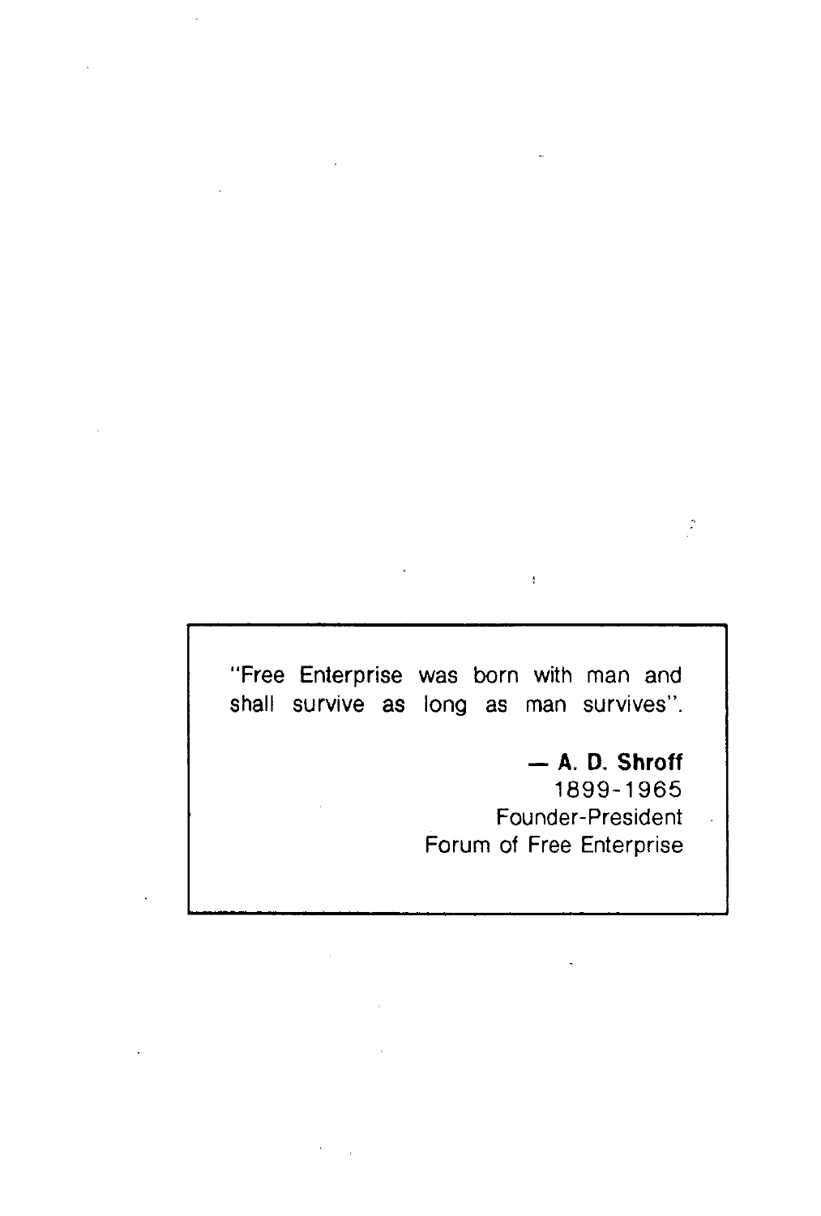"Free Enterprise was born with man and shall survive as long as man survives".

— **A. D. Shroff**
1899-1965
Founder-President
Forum of Free Enterprise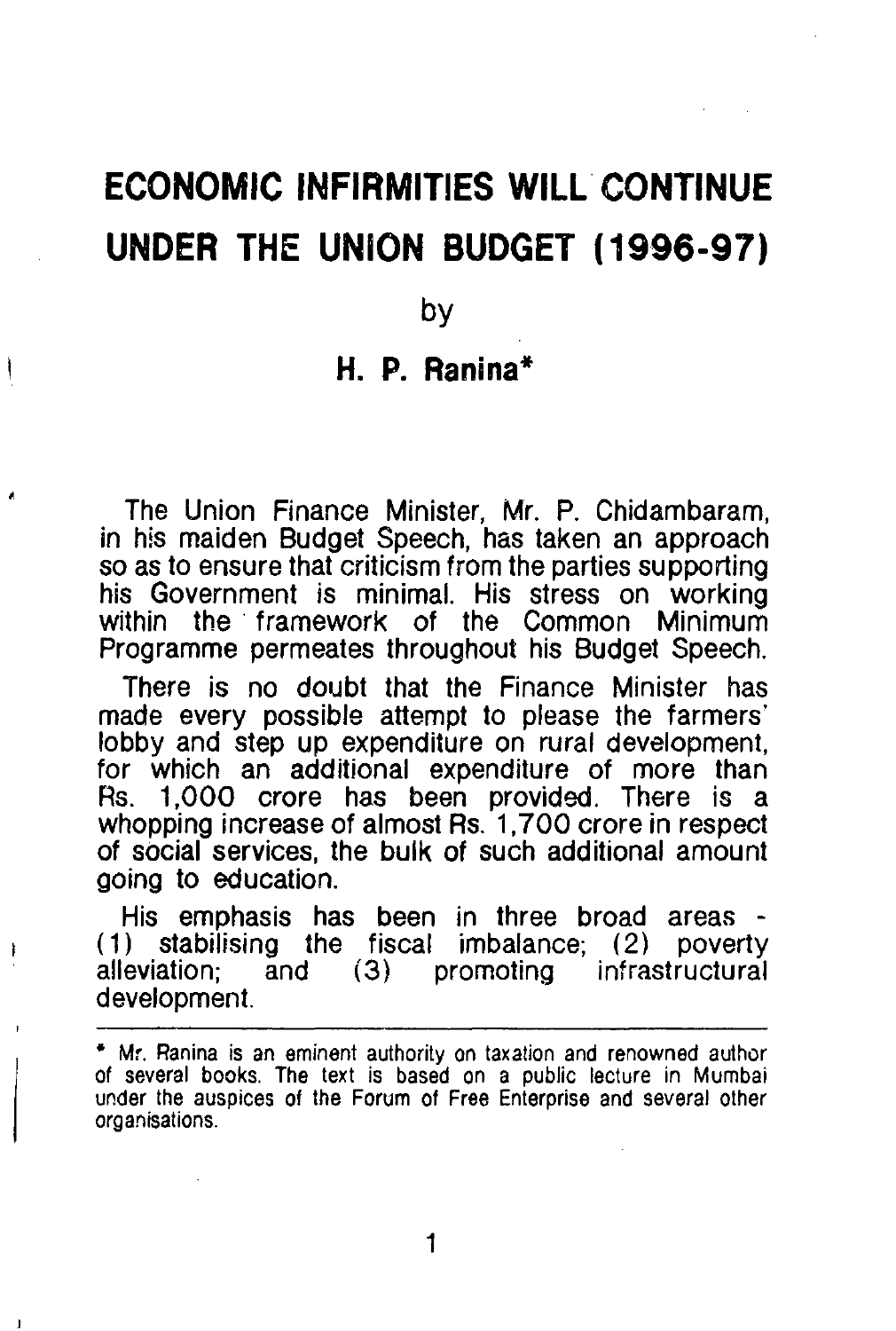# ECONOMIC INFIRMITIES WILL CONTINUE UNDER THE UNION BUDGET (1996-97)

by

**H. P. Ranina***

The Union Finance Minister, Mr. P. Chidambaram, in his maiden Budget Speech, has taken an approach so as to ensure that criticism from the parties supporting his Government is minimal. His stress on working within the framework of the Common Minimum Programme permeates throughout his Budget Speech.

There is no doubt that the Finance Minister has made every possible attempt to please the farmers' lobby and step up expenditure on rural development, for which an additional expenditure of more than Rs. 1,000 crore has been provided. There is a whopping increase of almost Rs. 1,700 crore in respect of social services, the bulk of such additional amount going to education.

His emphasis has been in three broad areas - (1) stabilising the fiscal imbalance; (2) poverty alleviation; and (3) promoting infrastructural development.

---

* Mr. Ranina is an eminent authority on taxation and renowned author of several books. The text is based on a public lecture in Mumbai under the auspices of the Forum of Free Enterprise and several other organisations.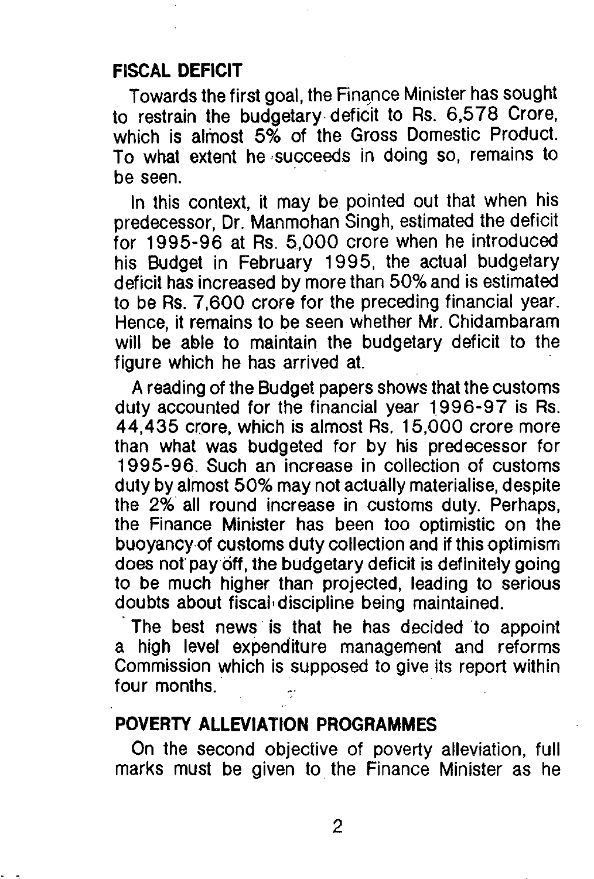## FISCAL DEFICIT

Towards the first goal, the Finance Minister has sought to restrain the budgetary deficit to Rs. 6,578 Crore, which is almost 5% of the Gross Domestic Product. To what extent he succeeds in doing so, remains to be seen.

In this context, it may be pointed out that when his predecessor, Dr. Manmohan Singh, estimated the deficit for 1995-96 at Rs. 5,000 crore when he introduced his Budget in February 1995, the actual budgetary deficit has increased by more than 50% and is estimated to be Rs. 7,600 crore for the preceding financial year. Hence, it remains to be seen whether Mr. Chidambaram will be able to maintain the budgetary deficit to the figure which he has arrived at.

A reading of the Budget papers shows that the customs duty accounted for the financial year 1996-97 is Rs. 44,435 crore, which is almost Rs. 15,000 crore more than what was budgeted for by his predecessor for 1995-96. Such an increase in collection of customs duty by almost 50% may not actually materialise, despite the 2% all round increase in customs duty. Perhaps, the Finance Minister has been too optimistic on the buoyancy of customs duty collection and if this optimism does not pay off, the budgetary deficit is definitely going to be much higher than projected, leading to serious doubts about fiscal discipline being maintained.

The best news is that he has decided to appoint a high level expenditure management and reforms Commission which is supposed to give its report within four months.

## POVERTY ALLEVIATION PROGRAMMES

On the second objective of poverty alleviation, full marks must be given to the Finance Minister as he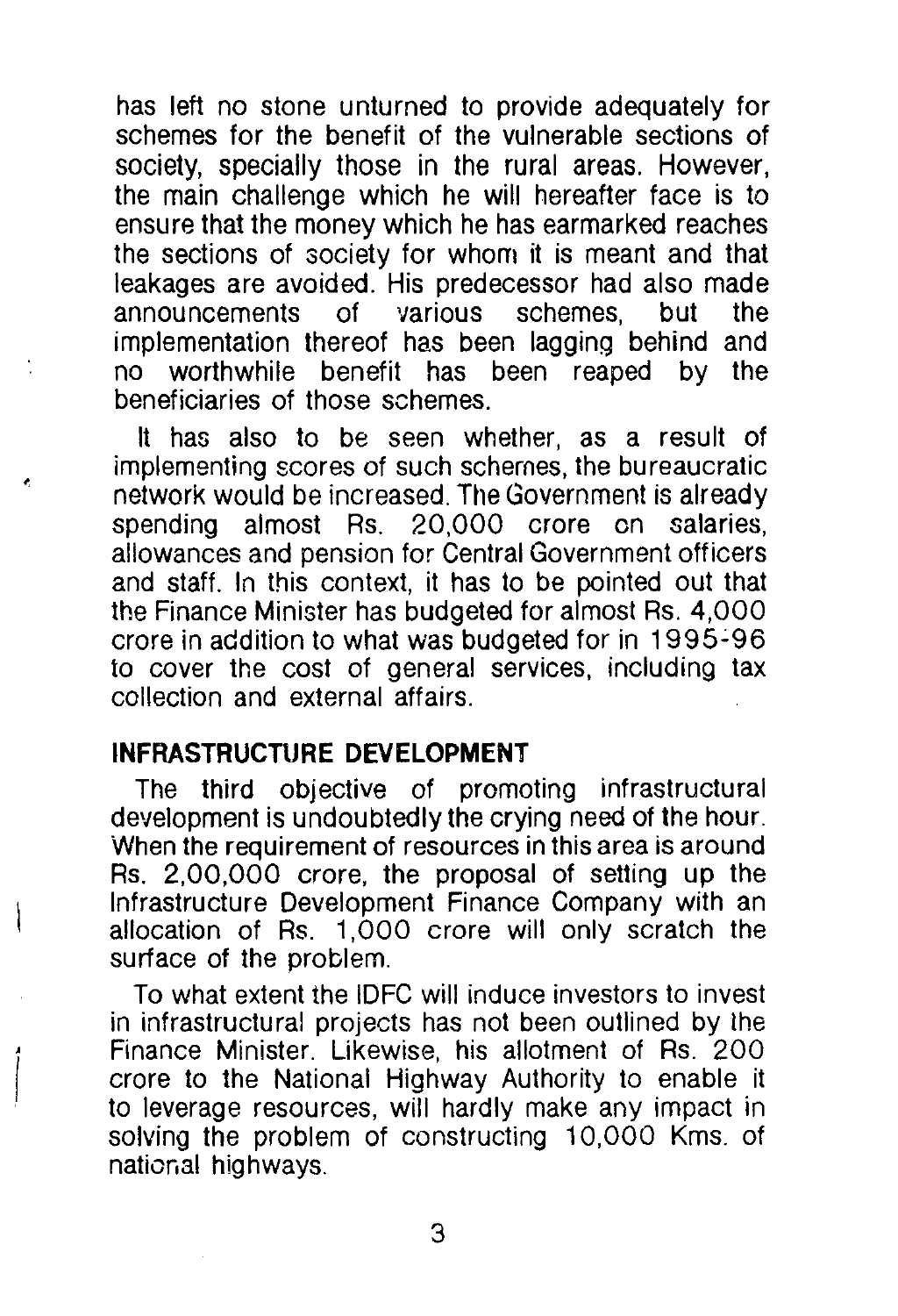has left no stone unturned to provide adequately for schemes for the benefit of the vulnerable sections of society, specially those in the rural areas. However, the main challenge which he will hereafter face is to ensure that the money which he has earmarked reaches the sections of society for whom it is meant and that leakages are avoided. His predecessor had also made announcements of various schemes, but the implementation thereof has been lagging behind and no worthwhile benefit has been reaped by the beneficiaries of those schemes.

It has also to be seen whether, as a result of implementing scores of such schemes, the bureaucratic network would be increased. The Government is already spending almost Rs. 20,000 crore on salaries, allowances and pension for Central Government officers and staff. In this context, it has to be pointed out that the Finance Minister has budgeted for almost Rs. 4,000 crore in addition to what was budgeted for in 1995-96 to cover the cost of general services, including tax collection and external affairs.

## INFRASTRUCTURE DEVELOPMENT

The third objective of promoting infrastructural development is undoubtedly the crying need of the hour. When the requirement of resources in this area is around Rs. 2,00,000 crore, the proposal of setting up the Infrastructure Development Finance Company with an allocation of Rs. 1,000 crore will only scratch the surface of the problem.

To what extent the IDFC will induce investors to invest in infrastructural projects has not been outlined by the Finance Minister. Likewise, his allotment of Rs. 200 crore to the National Highway Authority to enable it to leverage resources, will hardly make any impact in solving the problem of constructing 10,000 Kms. of national highways.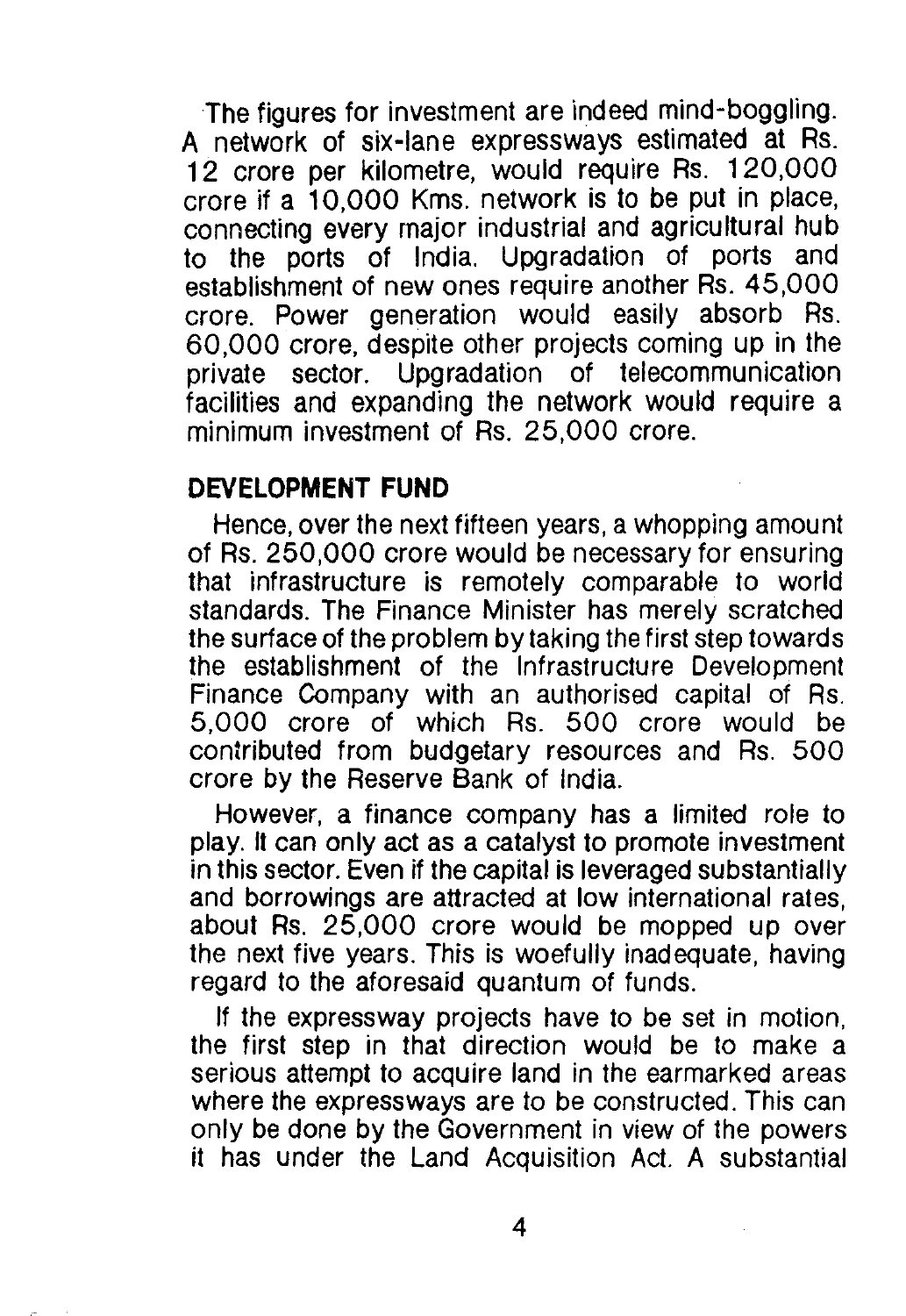The figures for investment are indeed mind-boggling. A network of six-lane expressways estimated at Rs. 12 crore per kilometre, would require Rs. 120,000 crore if a 10,000 Kms. network is to be put in place, connecting every major industrial and agricultural hub to the ports of India. Upgradation of ports and establishment of new ones require another Rs. 45,000 crore. Power generation would easily absorb Rs. 60,000 crore, despite other projects coming up in the private sector. Upgradation of telecommunication facilities and expanding the network would require a minimum investment of Rs. 25,000 crore.

## DEVELOPMENT FUND

Hence, over the next fifteen years, a whopping amount of Rs. 250,000 crore would be necessary for ensuring that infrastructure is remotely comparable to world standards. The Finance Minister has merely scratched the surface of the problem by taking the first step towards the establishment of the Infrastructure Development Finance Company with an authorised capital of Rs. 5,000 crore of which Rs. 500 crore would be contributed from budgetary resources and Rs. 500 crore by the Reserve Bank of India.

However, a finance company has a limited role to play. It can only act as a catalyst to promote investment in this sector. Even if the capital is leveraged substantially and borrowings are attracted at low international rates, about Rs. 25,000 crore would be mopped up over the next five years. This is woefully inadequate, having regard to the aforesaid quantum of funds.

If the expressway projects have to be set in motion, the first step in that direction would be to make a serious attempt to acquire land in the earmarked areas where the expressways are to be constructed. This can only be done by the Government in view of the powers it has under the Land Acquisition Act. A substantial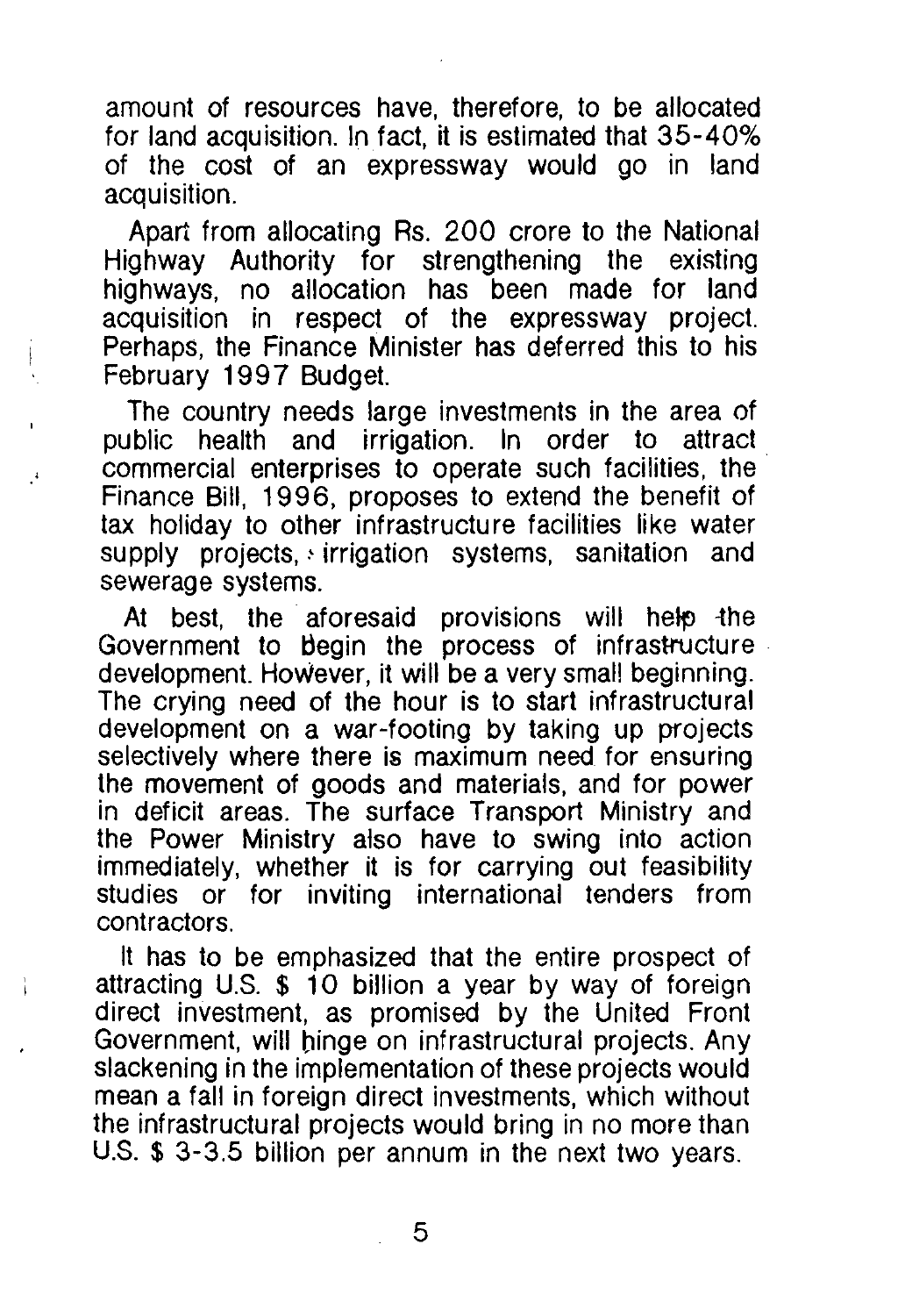amount of resources have, therefore, to be allocated for land acquisition. In fact, it is estimated that 35-40% of the cost of an expressway would go in land acquisition.

Apart from allocating Rs. 200 crore to the National Highway Authority for strengthening the existing highways, no allocation has been made for land acquisition in respect of the expressway project. Perhaps, the Finance Minister has deferred this to his February 1997 Budget.

The country needs large investments in the area of public health and irrigation. In order to attract commercial enterprises to operate such facilities, the Finance Bill, 1996, proposes to extend the benefit of tax holiday to other infrastructure facilities like water supply projects, irrigation systems, sanitation and sewerage systems.

At best, the aforesaid provisions will help the Government to begin the process of infrastructure development. However, it will be a very small beginning. The crying need of the hour is to start infrastructural development on a war-footing by taking up projects selectively where there is maximum need for ensuring the movement of goods and materials, and for power in deficit areas. The surface Transport Ministry and the Power Ministry also have to swing into action immediately, whether it is for carrying out feasibility studies or for inviting international tenders from contractors.

It has to be emphasized that the entire prospect of attracting U.S. $ 10 billion a year by way of foreign direct investment, as promised by the United Front Government, will hinge on infrastructural projects. Any slackening in the implementation of these projects would mean a fall in foreign direct investments, which without the infrastructural projects would bring in no more than U.S. $ 3-3.5 billion per annum in the next two years.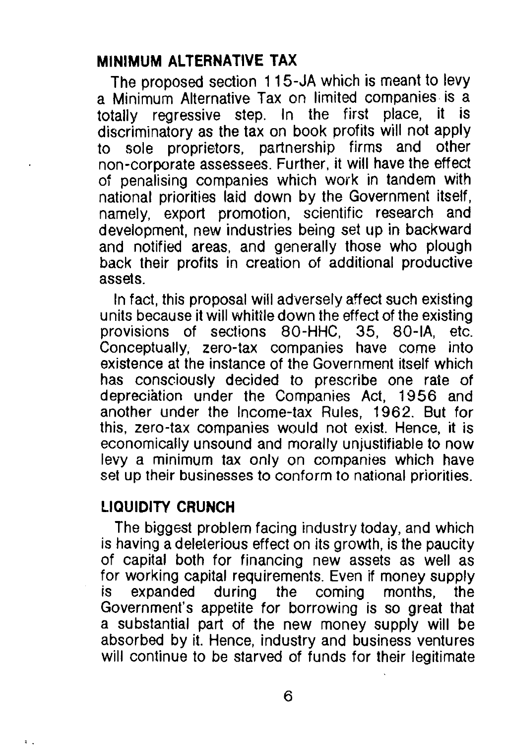## MINIMUM ALTERNATIVE TAX

The proposed section 115-JA which is meant to levy a Minimum Alternative Tax on limited companies is a totally regressive step. In the first place, it is discriminatory as the tax on book profits will not apply to sole proprietors, partnership firms and other non-corporate assessees. Further, it will have the effect of penalising companies which work in tandem with national priorities laid down by the Government itself, namely, export promotion, scientific research and development, new industries being set up in backward and notified areas, and generally those who plough back their profits in creation of additional productive assets.

In fact, this proposal will adversely affect such existing units because it will whittle down the effect of the existing provisions of sections 80-HHC, 35, 80-IA, etc. Conceptually, zero-tax companies have come into existence at the instance of the Government itself which has consciously decided to prescribe one rate of depreciation under the Companies Act, 1956 and another under the Income-tax Rules, 1962. But for this, zero-tax companies would not exist. Hence, it is economically unsound and morally unjustifiable to now levy a minimum tax only on companies which have set up their businesses to conform to national priorities.

## LIQUIDITY CRUNCH

The biggest problem facing industry today, and which is having a deleterious effect on its growth, is the paucity of capital both for financing new assets as well as for working capital requirements. Even if money supply is expanded during the coming months, the Government's appetite for borrowing is so great that a substantial part of the new money supply will be absorbed by it. Hence, industry and business ventures will continue to be starved of funds for their legitimate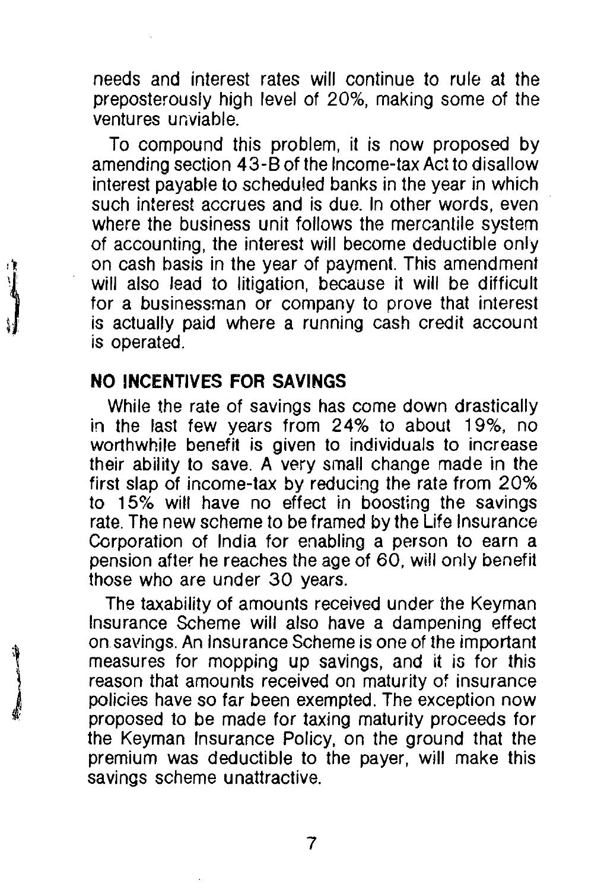needs and interest rates will continue to rule at the preposterously high level of 20%, making some of the ventures unviable.

To compound this problem, it is now proposed by amending section 43-B of the Income-tax Act to disallow interest payable to scheduled banks in the year in which such interest accrues and is due. In other words, even where the business unit follows the mercantile system of accounting, the interest will become deductible only on cash basis in the year of payment. This amendment will also lead to litigation, because it will be difficult for a businessman or company to prove that interest is actually paid where a running cash credit account is operated.

**NO INCENTIVES FOR SAVINGS**

While the rate of savings has come down drastically in the last few years from 24% to about 19%, no worthwhile benefit is given to individuals to increase their ability to save. A very small change made in the first slap of income-tax by reducing the rate from 20% to 15% will have no effect in boosting the savings rate. The new scheme to be framed by the Life Insurance Corporation of India for enabling a person to earn a pension after he reaches the age of 60, will only benefit those who are under 30 years.

The taxability of amounts received under the Keyman Insurance Scheme will also have a dampening effect on savings. An Insurance Scheme is one of the important measures for mopping up savings, and it is for this reason that amounts received on maturity of insurance policies have so far been exempted. The exception now proposed to be made for taxing maturity proceeds for the Keyman Insurance Policy, on the ground that the premium was deductible to the payer, will make this savings scheme unattractive.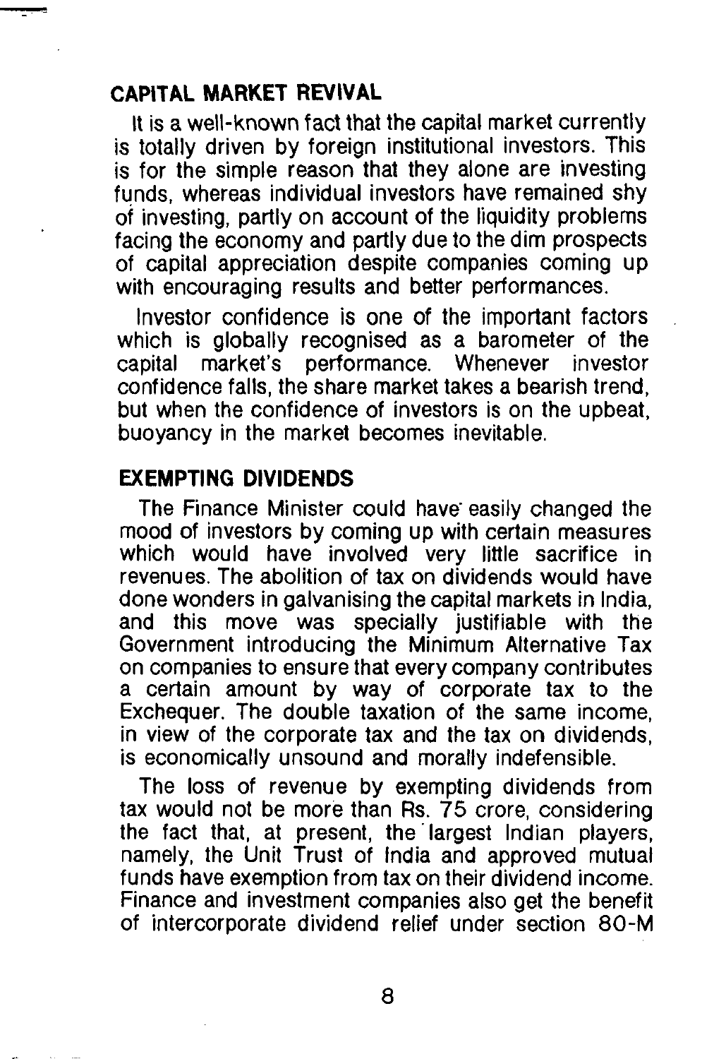## CAPITAL MARKET REVIVAL

It is a well-known fact that the capital market currently is totally driven by foreign institutional investors. This is for the simple reason that they alone are investing funds, whereas individual investors have remained shy of investing, partly on account of the liquidity problems facing the economy and partly due to the dim prospects of capital appreciation despite companies coming up with encouraging results and better performances.

Investor confidence is one of the important factors which is globally recognised as a barometer of the capital market's performance. Whenever investor confidence falls, the share market takes a bearish trend, but when the confidence of investors is on the upbeat, buoyancy in the market becomes inevitable.

## EXEMPTING DIVIDENDS

The Finance Minister could have easily changed the mood of investors by coming up with certain measures which would have involved very little sacrifice in revenues. The abolition of tax on dividends would have done wonders in galvanising the capital markets in India, and this move was specially justifiable with the Government introducing the Minimum Alternative Tax on companies to ensure that every company contributes a certain amount by way of corporate tax to the Exchequer. The double taxation of the same income, in view of the corporate tax and the tax on dividends, is economically unsound and morally indefensible.

The loss of revenue by exempting dividends from tax would not be more than Rs. 75 crore, considering the fact that, at present, the largest Indian players, namely, the Unit Trust of India and approved mutual funds have exemption from tax on their dividend income. Finance and investment companies also get the benefit of intercorporate dividend relief under section 80-M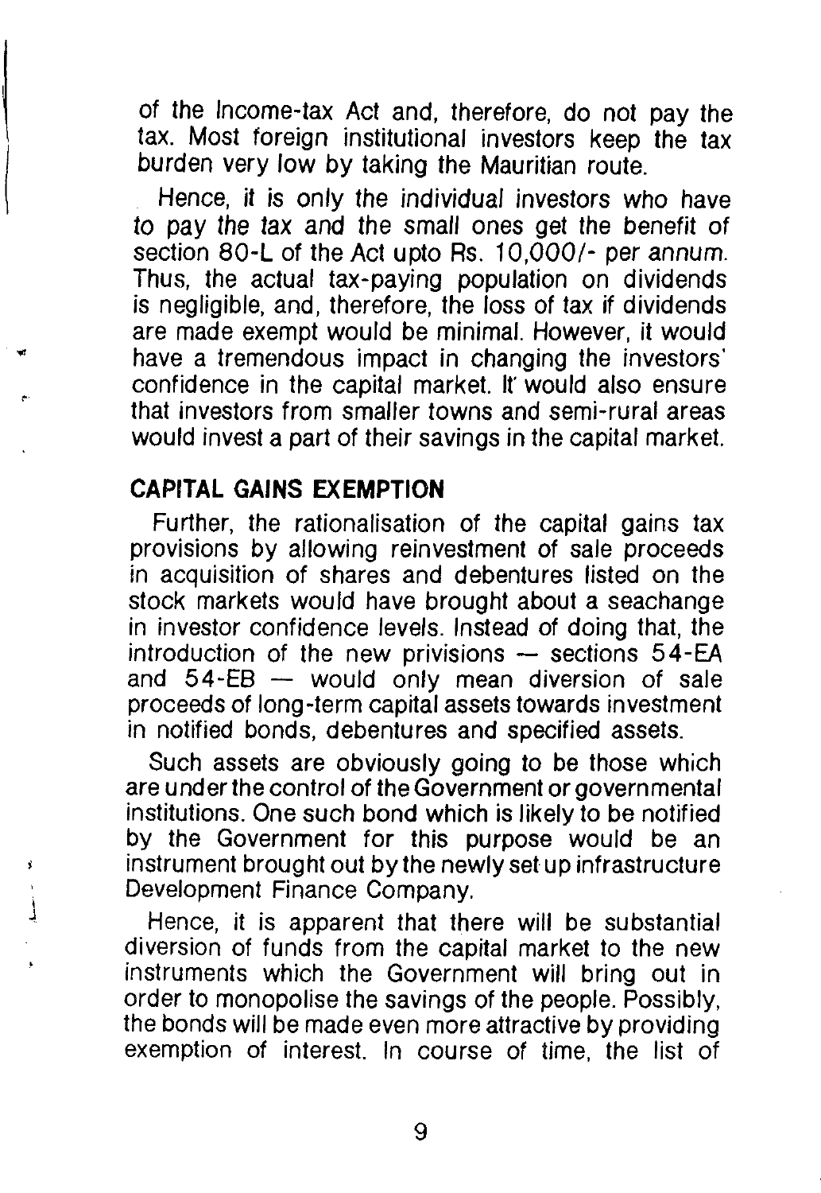of the Income-tax Act and, therefore, do not pay the tax. Most foreign institutional investors keep the tax burden very low by taking the Mauritian route.

Hence, it is only the individual investors who have to pay the tax and the small ones get the benefit of section 80-L of the Act upto Rs. 10,000/- per annum. Thus, the actual tax-paying population on dividends is negligible, and, therefore, the loss of tax if dividends are made exempt would be minimal. However, it would have a tremendous impact in changing the investors' confidence in the capital market. It would also ensure that investors from smaller towns and semi-rural areas would invest a part of their savings in the capital market.

## CAPITAL GAINS EXEMPTION

Further, the rationalisation of the capital gains tax provisions by allowing reinvestment of sale proceeds in acquisition of shares and debentures listed on the stock markets would have brought about a seachange in investor confidence levels. Instead of doing that, the introduction of the new privisions — sections 54-EA and 54-EB — would only mean diversion of sale proceeds of long-term capital assets towards investment in notified bonds, debentures and specified assets.

Such assets are obviously going to be those which are under the control of the Government or governmental institutions. One such bond which is likely to be notified by the Government for this purpose would be an instrument brought out by the newly set up infrastructure Development Finance Company.

Hence, it is apparent that there will be substantial diversion of funds from the capital market to the new instruments which the Government will bring out in order to monopolise the savings of the people. Possibly, the bonds will be made even more attractive by providing exemption of interest. In course of time, the list of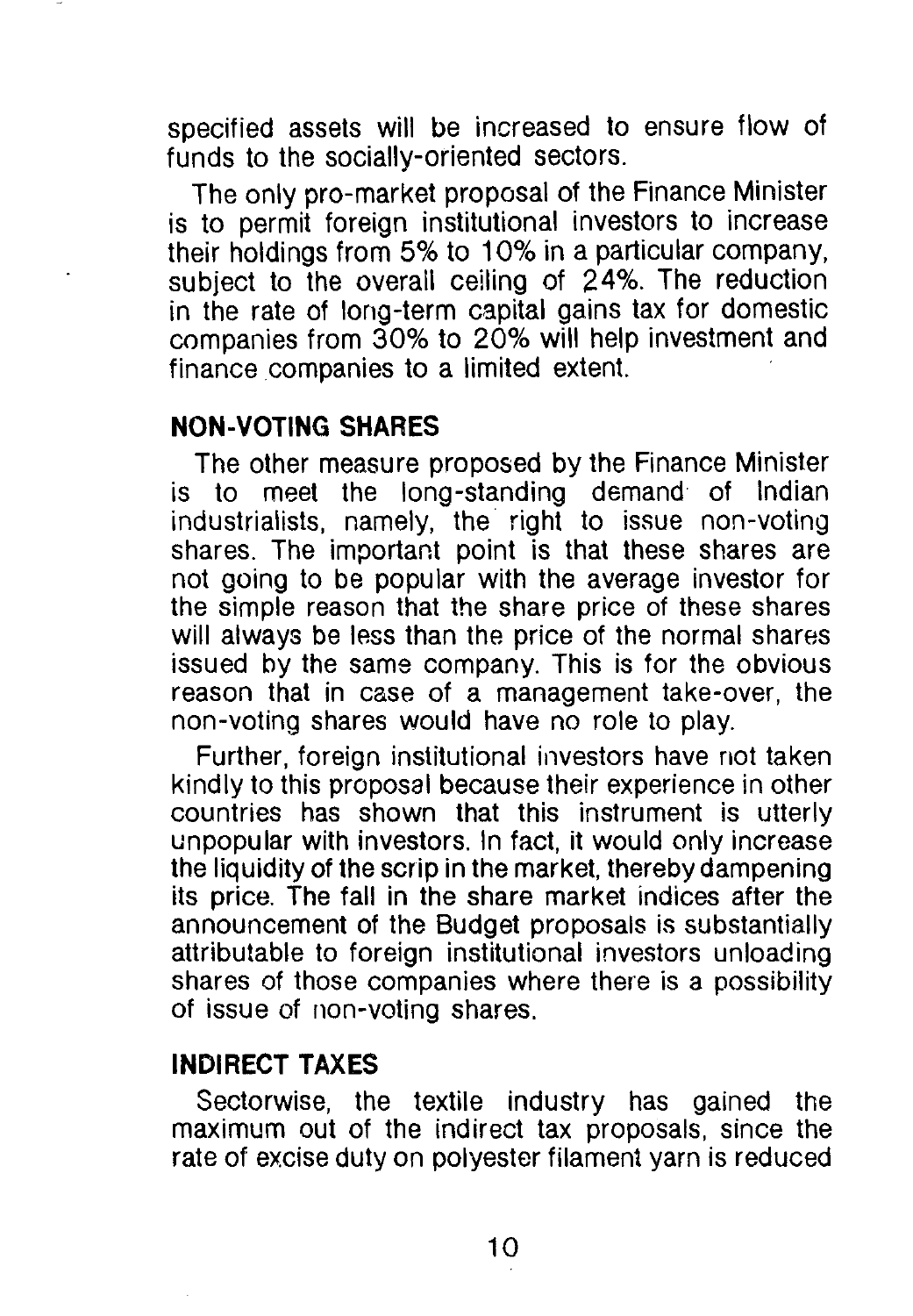specified assets will be increased to ensure flow of funds to the socially-oriented sectors.

The only pro-market proposal of the Finance Minister is to permit foreign institutional investors to increase their holdings from 5% to 10% in a particular company, subject to the overall ceiling of 24%. The reduction in the rate of long-term capital gains tax for domestic companies from 30% to 20% will help investment and finance companies to a limited extent.

## NON-VOTING SHARES

The other measure proposed by the Finance Minister is to meet the long-standing demand of Indian industrialists, namely, the right to issue non-voting shares. The important point is that these shares are not going to be popular with the average investor for the simple reason that the share price of these shares will always be less than the price of the normal shares issued by the same company. This is for the obvious reason that in case of a management take-over, the non-voting shares would have no role to play.

Further, foreign institutional investors have not taken kindly to this proposal because their experience in other countries has shown that this instrument is utterly unpopular with investors. In fact, it would only increase the liquidity of the scrip in the market, thereby dampening its price. The fall in the share market indices after the announcement of the Budget proposals is substantially attributable to foreign institutional investors unloading shares of those companies where there is a possibility of issue of non-voting shares.

## INDIRECT TAXES

Sectorwise, the textile industry has gained the maximum out of the indirect tax proposals, since the rate of excise duty on polyester filament yarn is reduced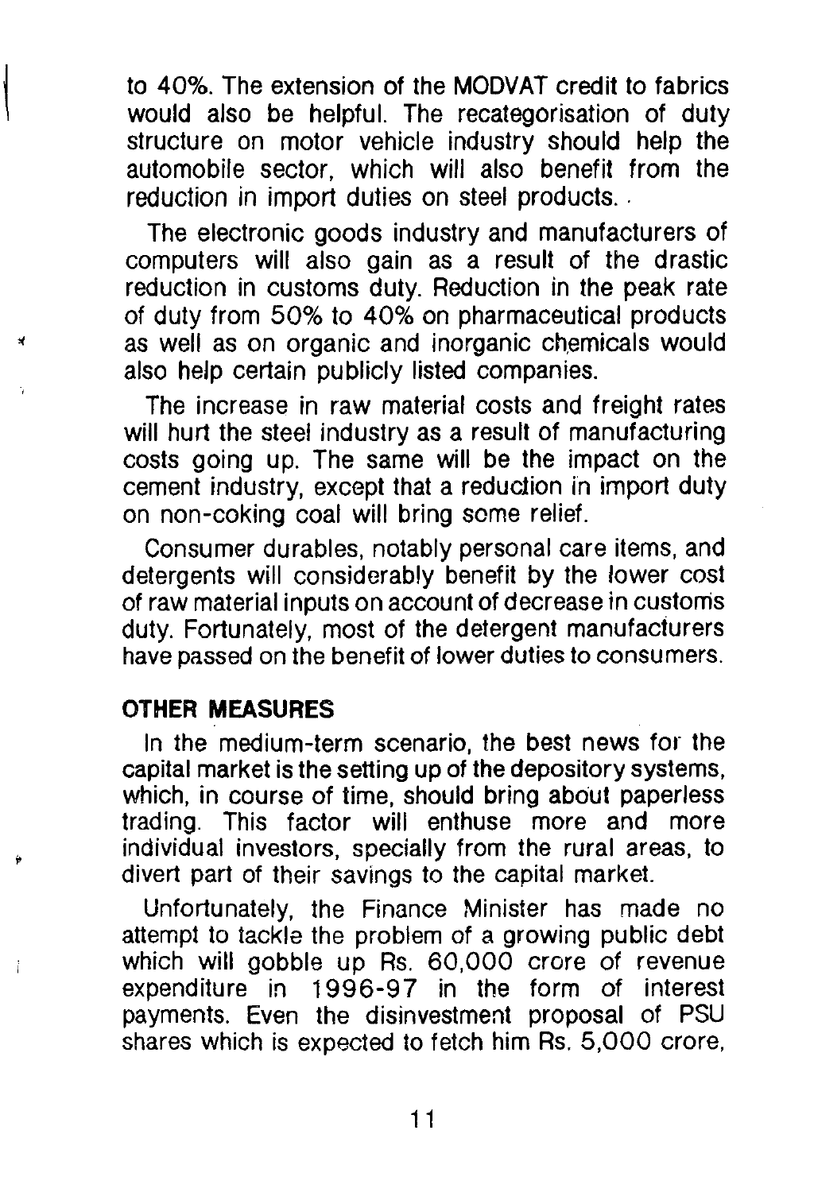to 40%. The extension of the MODVAT credit to fabrics would also be helpful. The recategorisation of duty structure on motor vehicle industry should help the automobile sector, which will also benefit from the reduction in import duties on steel products.

The electronic goods industry and manufacturers of computers will also gain as a result of the drastic reduction in customs duty. Reduction in the peak rate of duty from 50% to 40% on pharmaceutical products as well as on organic and inorganic chemicals would also help certain publicly listed companies.

The increase in raw material costs and freight rates will hurt the steel industry as a result of manufacturing costs going up. The same will be the impact on the cement industry, except that a reduction in import duty on non-coking coal will bring some relief.

Consumer durables, notably personal care items, and detergents will considerably benefit by the lower cost of raw material inputs on account of decrease in customs duty. Fortunately, most of the detergent manufacturers have passed on the benefit of lower duties to consumers.

**OTHER MEASURES**

In the medium-term scenario, the best news for the capital market is the setting up of the depository systems, which, in course of time, should bring about paperless trading. This factor will enthuse more and more individual investors, specially from the rural areas, to divert part of their savings to the capital market.

Unfortunately, the Finance Minister has made no attempt to tackle the problem of a growing public debt which will gobble up Rs. 60,000 crore of revenue expenditure in 1996-97 in the form of interest payments. Even the disinvestment proposal of PSU shares which is expected to fetch him Rs. 5,000 crore,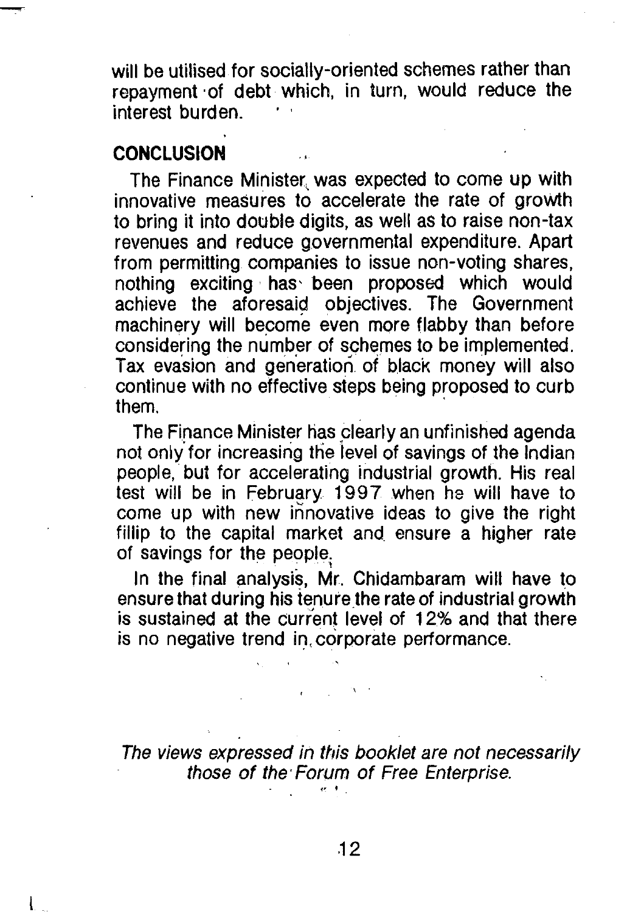will be utilised for socially-oriented schemes rather than repayment of debt which, in turn, would reduce the interest burden.

## CONCLUSION

The Finance Minister was expected to come up with innovative measures to accelerate the rate of growth to bring it into double digits, as well as to raise non-tax revenues and reduce governmental expenditure. Apart from permitting companies to issue non-voting shares, nothing exciting has been proposed which would achieve the aforesaid objectives. The Government machinery will become even more flabby than before considering the number of schemes to be implemented. Tax evasion and generation of black money will also continue with no effective steps being proposed to curb them.

The Finance Minister has clearly an unfinished agenda not only for increasing the level of savings of the Indian people, but for accelerating industrial growth. His real test will be in February 1997 when he will have to come up with new innovative ideas to give the right fillip to the capital market and ensure a higher rate of savings for the people.

In the final analysis, Mr. Chidambaram will have to ensure that during his tenure the rate of industrial growth is sustained at the current level of 12% and that there is no negative trend in corporate performance.

*The views expressed in this booklet are not necessarily those of the Forum of Free Enterprise.*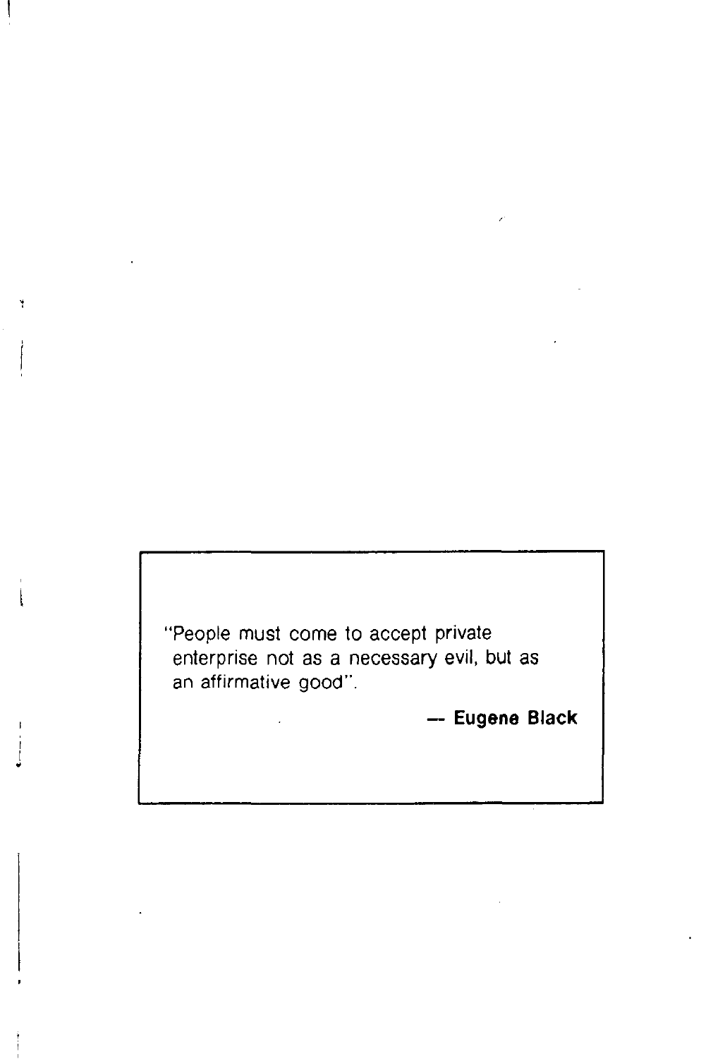"People must come to accept private enterprise not as a necessary evil, but as an affirmative good".

— **Eugene Black**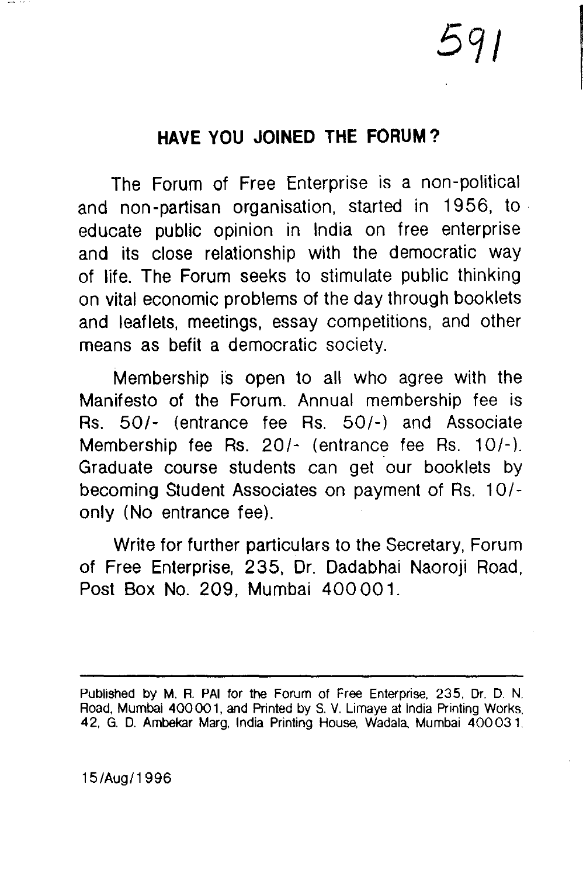## HAVE YOU JOINED THE FORUM?

The Forum of Free Enterprise is a non-political and non-partisan organisation, started in 1956, to educate public opinion in India on free enterprise and its close relationship with the democratic way of life. The Forum seeks to stimulate public thinking on vital economic problems of the day through booklets and leaflets, meetings, essay competitions, and other means as befit a democratic society.

Membership is open to all who agree with the Manifesto of the Forum. Annual membership fee is Rs. 50/- (entrance fee Rs. 50/-) and Associate Membership fee Rs. 20/- (entrance fee Rs. 10/-). Graduate course students can get our booklets by becoming Student Associates on payment of Rs. 10/- only (No entrance fee).

Write for further particulars to the Secretary, Forum of Free Enterprise, 235, Dr. Dadabhai Naoroji Road, Post Box No. 209, Mumbai 400 001.

---

Published by M. R. PAI for the Forum of Free Enterprise, 235, Dr. D. N. Road, Mumbai 400 001, and Printed by S. V. Limaye at India Printing Works, 42, G. D. Ambekar Marg, India Printing House, Wadala, Mumbai 400 031.

15/Aug/1996